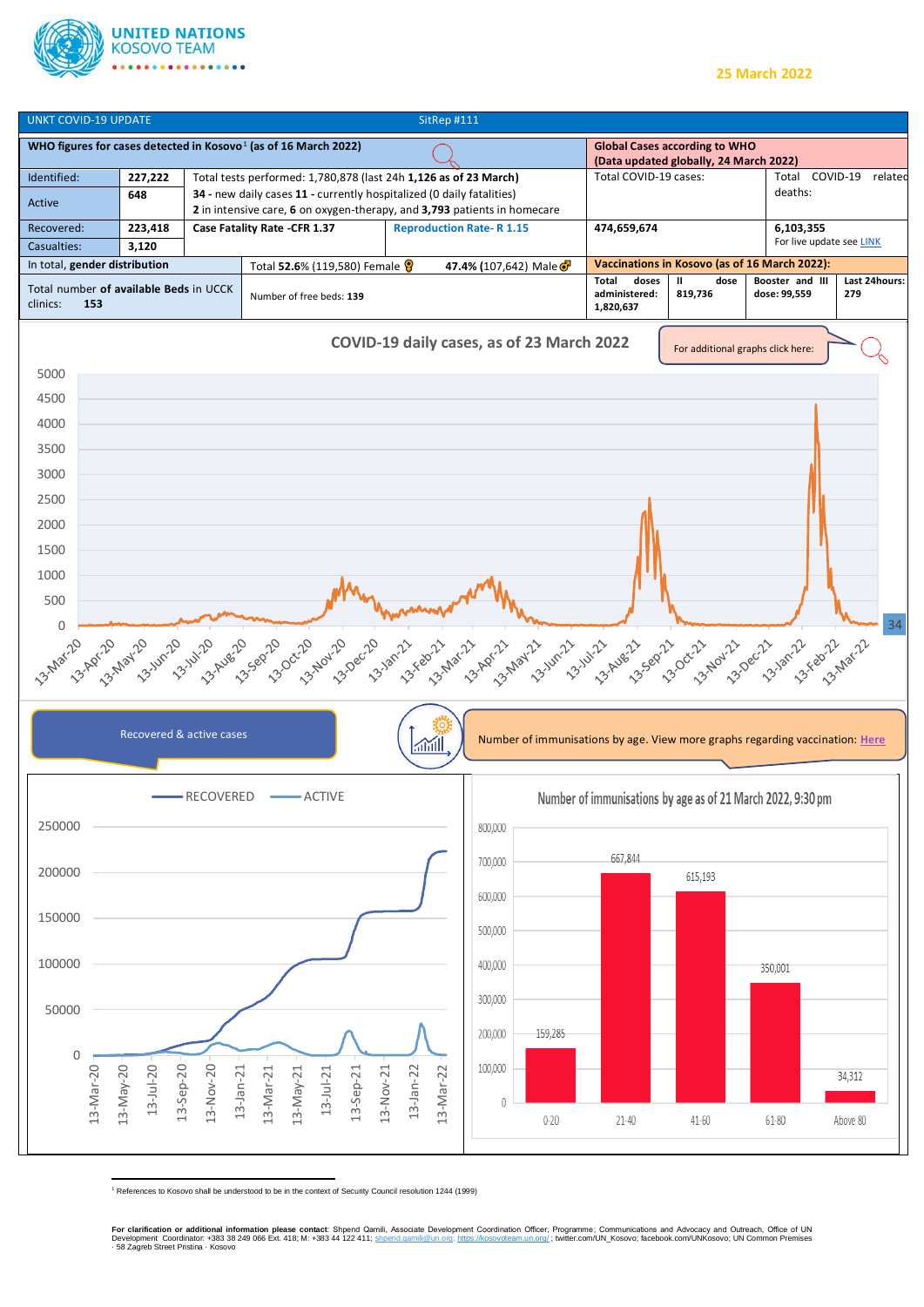UNITED NATIONS
KOSOVO TEAM

25 March 2022

UNKT COVID-19 UPDATE SitRep #111

| WHO figures for cases detected in Kosovo[1] (as of 16 March 2022) | | | | Global Cases according to WHO (Data updated globally, 24 March 2022) | |
|---|---|---|---|---|---|
| Identified: | 227,222 | Total tests performed: 1,780,878 (last 24h **1,126 as of 23 March**) | | Total COVID-19 cases: | Total COVID-19 related deaths: |
| Active | 648 | **34** - new daily cases **11** - currently hospitalized (0 daily fatalities) **2** in intensive care, **6** on oxygen-therapy, and **3,793** patients in homecare | | | |
| Recovered: | 223,418 | **Case Fatality Rate -CFR 1.37** | **Reproduction Rate- R 1.15** | **474,659,674** | **6,103,355** For live update see LINK |
| Casualties: | 3,120 | | | | |

| In total, **gender distribution** | Total **52.6%** (119,580) Female | **47.4%** (107,642) Male |
|---|---|---|
| Total number **of available Beds** in UCCK clinics: **153** | Number of free beds: **139** | |

| Vaccinations in Kosovo (as of 16 March 2022): | | | |
|---|---|---|---|
| **Total doses administered: 1,820,637** | **II dose 819,736** | **Booster and III dose: 99,559** | **Last 24hours: 279** |

**COVID-19 daily cases, as of 23 March 2022**

For additional graphs click here:

5000
4500
4000
3500
3000
2500
2000
1500
1000
500
0

34

13-Mar-20, 13-Apr-20, 13-May-20, 13-Jun-20, 13-Jul-20, 13-Aug-20, 13-Sep-20, 13-Oct-20, 13-Nov-20, 13-Dec-20, 13-Jan-21, 13-Feb-21, 13-Mar-21, 13-Apr-21, 13-May-21, 13-Jun-21, 13-Jul-21, 13-Aug-21, 13-Sep-21, 13-Oct-21, 13-Nov-21, 13-Dec-21, 13-Jan-22, 13-Feb-22, 13-Mar-22

Recovered & active cases

RECOVERED — ACTIVE

250000
200000
150000
100000
50000
0

13-Mar-20, 13-May-20, 13-Jul-20, 13-Sep-20, 13-Nov-20, 13-Jan-21, 13-Mar-21, 13-May-21, 13-Jul-21, 13-Sep-21, 13-Nov-21, 13-Jan-22, 13-Mar-22

Number of immunisations by age. View more graphs regarding vaccination: Here

**Number of immunisations by age as of 21 March 2022, 9:30 pm**

800,000
700,000
600,000
500,000
400,000
300,000
200,000
100,000
0

159,285 — 0-20
667,844 — 21-40
615,193 — 41-60
350,001 — 61-80
34,312 — Above 80

[1] References to Kosovo shall be understood to be in the context of Security Council resolution 1244 (1999)

**For clarification or additional information please contact**: Shpend Qamili, Associate Development Coordination Officer, Programme; Communications and Advocacy and Outreach, Office of UN Development Coordinator: +383 38 249 066 Ext. 418; M: +383 44 122 411; shpend.qamili@un.org; https://kosovoteam.un.org/ ; twitter.com/UN_Kosovo; facebook.com/UNKosovo; UN Common Premises · 58 Zagreb Street Pristina · Kosovo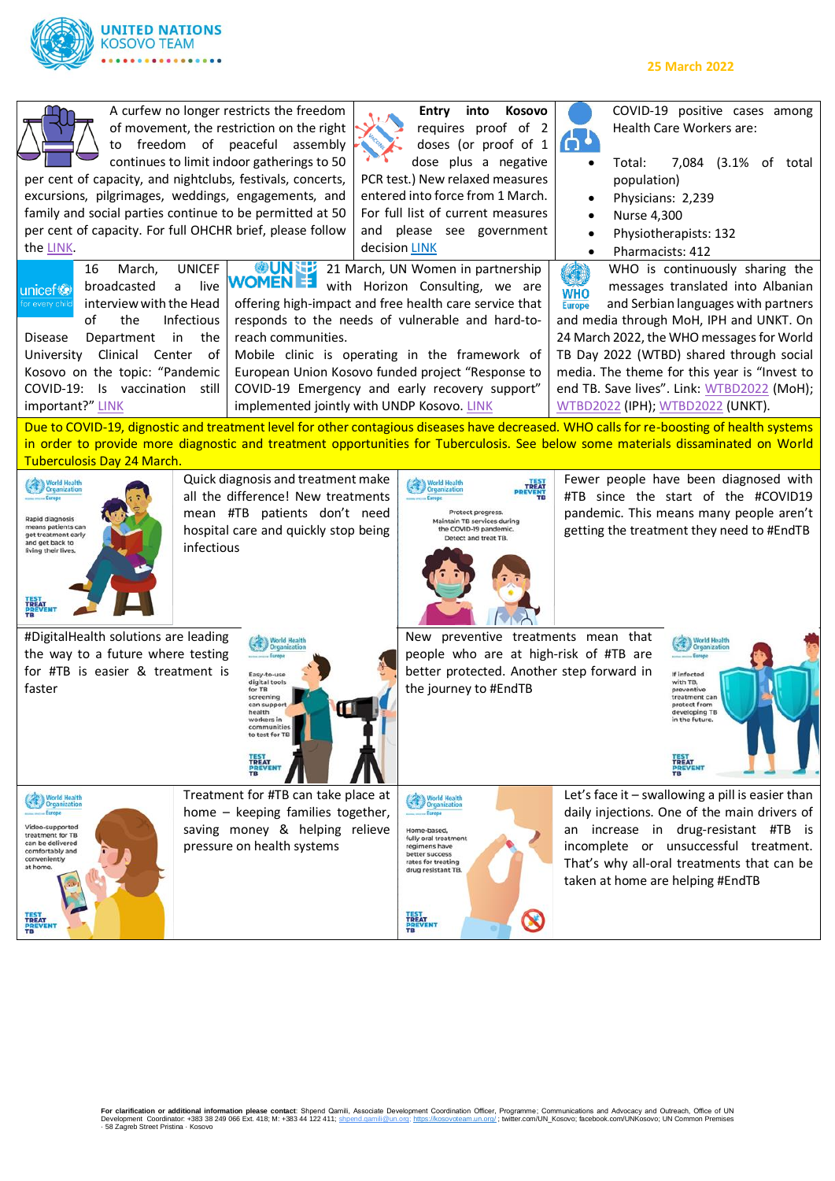**UNITED NATIONS KOSOVO TEAM**

25 March 2022

A curfew no longer restricts the freedom of movement, the restriction on the right to freedom of peaceful assembly continues to limit indoor gatherings to 50 per cent of capacity, and nightclubs, festivals, concerts, excursions, pilgrimages, weddings, engagements, and family and social parties continue to be permitted at 50 per cent of capacity. For full OHCHR brief, please follow the LINK.

**Entry into Kosovo** requires proof of 2 doses (or proof of 1 dose plus a negative PCR test.) New relaxed measures entered into force from 1 March. For full list of current measures and please see government decision LINK

COVID-19 positive cases among Health Care Workers are:

- Total: 7,084 (3.1% of total population)
- Physicians: 2,239
- Nurse 4,300
- Physiotherapists: 132
- Pharmacists: 412

16 March, UNICEF broadcasted a live interview with the Head of the Infectious Disease Department in the University Clinical Center of Kosovo on the topic: "Pandemic COVID-19: Is vaccination still important?" LINK

21 March, UN Women in partnership with Horizon Consulting, we are offering high-impact and free health care service that responds to the needs of vulnerable and hard-to-reach communities.
Mobile clinic is operating in the framework of European Union Kosovo funded project "Response to COVID-19 Emergency and early recovery support" implemented jointly with UNDP Kosovo. LINK

WHO is continuously sharing the messages translated into Albanian and Serbian languages with partners and media through MoH, IPH and UNKT. On 24 March 2022, the WHO messages for World TB Day 2022 (WTBD) shared through social media. The theme for this year is "Invest to end TB. Save lives". Link: WTBD2022 (MoH); WTBD2022 (IPH); WTBD2022 (UNKT).

Due to COVID-19, dignostic and treatment level for other contagious diseases have decreased. WHO calls for re-boosting of health systems in order to provide more diagnostic and treatment opportunities for Tuberculosis. See below some materials dissaminated on World Tuberculosis Day 24 March.

Quick diagnosis and treatment make all the difference! New treatments mean #TB patients don't need hospital care and quickly stop being infectious

Fewer people have been diagnosed with #TB since the start of the #COVID19 pandemic. This means many people aren't getting the treatment they need to #EndTB

#DigitalHealth solutions are leading the way to a future where testing for #TB is easier & treatment is faster

New preventive treatments mean that people who are at high-risk of #TB are better protected. Another step forward in the journey to #EndTB

Treatment for #TB can take place at home – keeping families together, saving money & helping relieve pressure on health systems

Let's face it – swallowing a pill is easier than daily injections. One of the main drivers of an increase in drug-resistant #TB is incomplete or unsuccessful treatment. That's why all-oral treatments that can be taken at home are helping #EndTB

**For clarification or additional information please contact**: Shpend Qamili, Associate Development Coordination Officer, Programme; Communications and Advocacy and Outreach, Office of UN Development Coordinator: +383 38 249 066 Ext. 418; M: +383 44 122 411; shpend.qamili@un.org; https://kosovoteam.un.org/ ; twitter.com/UN_Kosovo; facebook.com/UNKosovo; UN Common Premises · 58 Zagreb Street Pristina · Kosovo